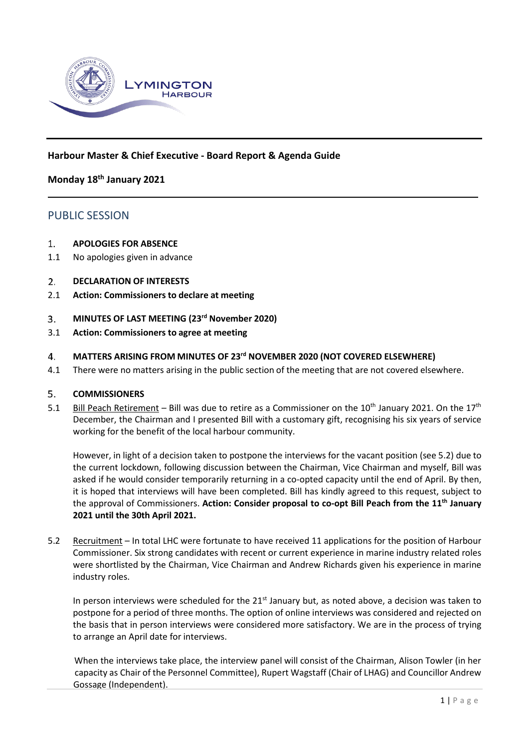**Harbour Master & Chief Executive - Board Report & Agenda Guide**

**Monday 18th January 2021**

## PUBLIC SESSION

1. **APOLOGIES FOR ABSENCE**

1.1 No apologies given in advance

2. **DECLARATION OF INTERESTS**

2.1 **Action: Commissioners to declare at meeting**

3. **MINUTES OF LAST MEETING (23rd November 2020)**

3.1 **Action: Commissioners to agree at meeting**

4. **MATTERS ARISING FROM MINUTES OF 23rd NOVEMBER 2020 (NOT COVERED ELSEWHERE)**

4.1 There were no matters arising in the public section of the meeting that are not covered elsewhere.

5. **COMMISSIONERS**

5.1 Bill Peach Retirement – Bill was due to retire as a Commissioner on the 10th January 2021. On the 17th December, the Chairman and I presented Bill with a customary gift, recognising his six years of service working for the benefit of the local harbour community.

However, in light of a decision taken to postpone the interviews for the vacant position (see 5.2) due to the current lockdown, following discussion between the Chairman, Vice Chairman and myself, Bill was asked if he would consider temporarily returning in a co-opted capacity until the end of April. By then, it is hoped that interviews will have been completed. Bill has kindly agreed to this request, subject to the approval of Commissioners. **Action: Consider proposal to co-opt Bill Peach from the 11th January 2021 until the 30th April 2021.**

5.2 Recruitment – In total LHC were fortunate to have received 11 applications for the position of Harbour Commissioner. Six strong candidates with recent or current experience in marine industry related roles were shortlisted by the Chairman, Vice Chairman and Andrew Richards given his experience in marine industry roles.

In person interviews were scheduled for the 21st January but, as noted above, a decision was taken to postpone for a period of three months. The option of online interviews was considered and rejected on the basis that in person interviews were considered more satisfactory. We are in the process of trying to arrange an April date for interviews.

When the interviews take place, the interview panel will consist of the Chairman, Alison Towler (in her capacity as Chair of the Personnel Committee), Rupert Wagstaff (Chair of LHAG) and Councillor Andrew Gossage (Independent).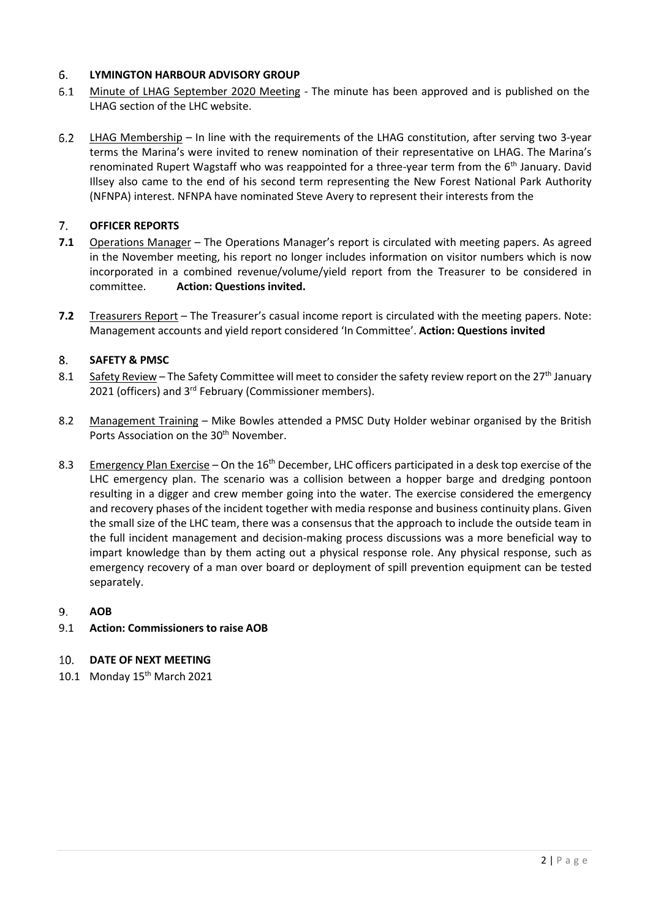## 6. LYMINGTON HARBOUR ADVISORY GROUP

6.1 Minute of LHAG September 2020 Meeting - The minute has been approved and is published on the LHAG section of the LHC website.

6.2 LHAG Membership – In line with the requirements of the LHAG constitution, after serving two 3-year terms the Marina's were invited to renew nomination of their representative on LHAG. The Marina's renominated Rupert Wagstaff who was reappointed for a three-year term from the 6th January. David Illsey also came to the end of his second term representing the New Forest National Park Authority (NFNPA) interest. NFNPA have nominated Steve Avery to represent their interests from the

## 7. OFFICER REPORTS

**7.1** Operations Manager – The Operations Manager's report is circulated with meeting papers. As agreed in the November meeting, his report no longer includes information on visitor numbers which is now incorporated in a combined revenue/volume/yield report from the Treasurer to be considered in committee. **Action: Questions invited.**

**7.2** Treasurers Report – The Treasurer's casual income report is circulated with the meeting papers. Note: Management accounts and yield report considered 'In Committee'. **Action: Questions invited**

## 8. SAFETY & PMSC

8.1 Safety Review – The Safety Committee will meet to consider the safety review report on the 27th January 2021 (officers) and 3rd February (Commissioner members).

8.2 Management Training – Mike Bowles attended a PMSC Duty Holder webinar organised by the British Ports Association on the 30th November.

8.3 Emergency Plan Exercise – On the 16th December, LHC officers participated in a desk top exercise of the LHC emergency plan. The scenario was a collision between a hopper barge and dredging pontoon resulting in a digger and crew member going into the water. The exercise considered the emergency and recovery phases of the incident together with media response and business continuity plans. Given the small size of the LHC team, there was a consensus that the approach to include the outside team in the full incident management and decision-making process discussions was a more beneficial way to impart knowledge than by them acting out a physical response role. Any physical response, such as emergency recovery of a man over board or deployment of spill prevention equipment can be tested separately.

## 9. AOB

9.1 **Action: Commissioners to raise AOB**

## 10. DATE OF NEXT MEETING

10.1 Monday 15th March 2021